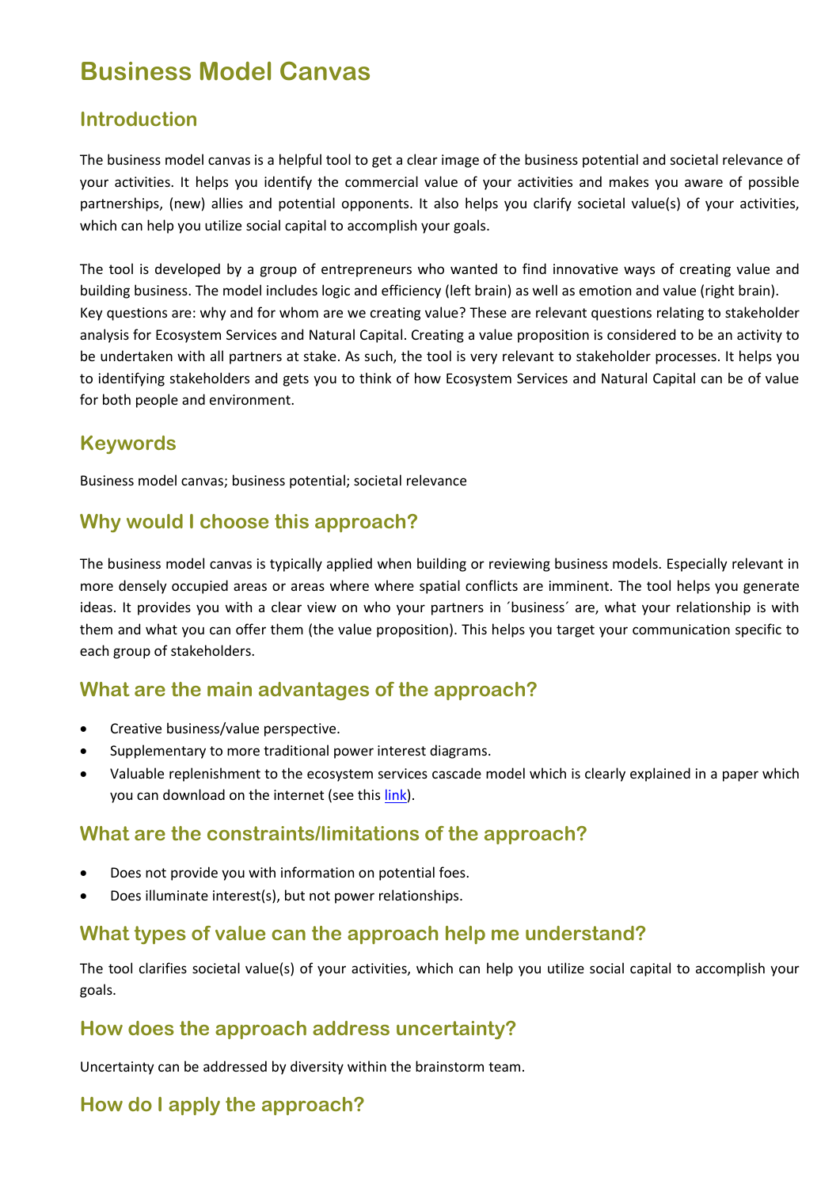# Business Model Canvas

## Introduction

The business model canvas is a helpful tool to get a clear image of the business potential and societal relevance of your activities. It helps you identify the commercial value of your activities and makes you aware of possible partnerships, (new) allies and potential opponents. It also helps you clarify societal value(s) of your activities, which can help you utilize social capital to accomplish your goals.

The tool is developed by a group of entrepreneurs who wanted to find innovative ways of creating value and building business. The model includes logic and efficiency (left brain) as well as emotion and value (right brain). Key questions are: why and for whom are we creating value? These are relevant questions relating to stakeholder analysis for Ecosystem Services and Natural Capital. Creating a value proposition is considered to be an activity to be undertaken with all partners at stake. As such, the tool is very relevant to stakeholder processes. It helps you to identifying stakeholders and gets you to think of how Ecosystem Services and Natural Capital can be of value for both people and environment.

## Keywords

Business model canvas; business potential; societal relevance

## Why would I choose this approach?

The business model canvas is typically applied when building or reviewing business models. Especially relevant in more densely occupied areas or areas where where spatial conflicts are imminent. The tool helps you generate ideas. It provides you with a clear view on who your partners in ´business´ are, what your relationship is with them and what you can offer them (the value proposition). This helps you target your communication specific to each group of stakeholders.

## What are the main advantages of the approach?

- Creative business/value perspective.
- Supplementary to more traditional power interest diagrams.
- Valuable replenishment to the ecosystem services cascade model which is clearly explained in a paper which you can download on the internet (see this link).

## What are the constraints/limitations of the approach?

- Does not provide you with information on potential foes.
- Does illuminate interest(s), but not power relationships.

## What types of value can the approach help me understand?

The tool clarifies societal value(s) of your activities, which can help you utilize social capital to accomplish your goals.

## How does the approach address uncertainty?

Uncertainty can be addressed by diversity within the brainstorm team.

## How do I apply the approach?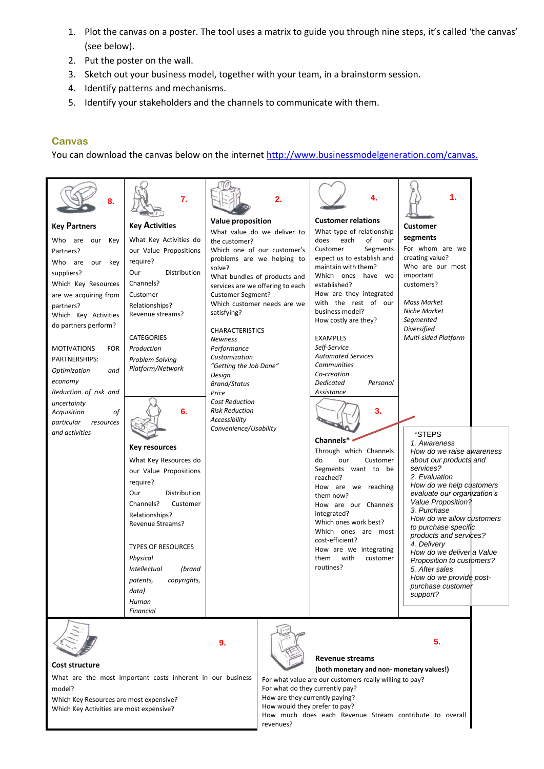1. Plot the canvas on a poster. The tool uses a matrix to guide you through nine steps, it's called 'the canvas' (see below).
2. Put the poster on the wall.
3. Sketch out your business model, together with your team, in a brainstorm session.
4. Identify patterns and mechanisms.
5. Identify your stakeholders and the channels to communicate with them.

## Canvas

You can download the canvas below on the internet http://www.businessmodelgeneration.com/canvas.

**8. Key Partners**

Who are our Key Partners?
Who are our key suppliers?
Which Key Resources are we acquiring from partners?
Which Key Activities do partners perform?

MOTIVATIONS FOR PARTNERSHIPS:
*Optimization and economy*
*Reduction of risk and uncertainty*
*Acquisition of particular resources and activities*

**7. Key Activities**

What Key Activities do our Value Propositions require?
Our Distribution Channels?
Customer Relationships?
Revenue streams?

CATEGORIES
*Production*
*Problem Solving*
*Platform/Network*

**6. Key resources**

What Key Resources do our Value Propositions require?
Our Distribution Channels? Customer Relationships?
Revenue Streams?

TYPES OF RESOURCES
*Physical*
*Intellectual (brand patents, copyrights, data)*
*Human*
*Financial*

**2. Value proposition**

What value do we deliver to the customer?
Which one of our customer's problems are we helping to solve?
What bundles of products and services are we offering to each Customer Segment?
Which customer needs are we satisfying?

CHARACTERISTICS
*Newness*
*Performance*
*Customization*
*"Getting the Job Done"*
*Design*
*Brand/Status*
*Price*
*Cost Reduction*
*Risk Reduction*
*Accessibility*
*Convenience/Usability*

**4. Customer relations**

What type of relationship does each of our Customer Segments expect us to establish and maintain with them?
Which ones have we established?
How are they integrated with the rest of our business model?
How costly are they?

EXAMPLES
*Self-Service*
*Automated Services*
*Communities*
*Co-creation*
*Dedicated Personal Assistance*

**3. Channels***

Through which Channels do our Customer Segments want to be reached?
How are we reaching them now?
How are our Channels integrated?
Which ones work best?
Which ones are most cost-efficient?
How are we integrating them with customer routines?

**1. Customer segments**

For whom are we creating value?
Who are our most important customers?

*Mass Market*
*Niche Market*
*Segmented*
*Diversified*
*Multi-sided Platform*

*STEPS
*1. Awareness*
*How do we raise awareness about our products and services?*
*2. Evaluation*
*How do we help customers evaluate our organization's Value Proposition?*
*3. Purchase*
*How do we allow customers to purchase specific products and services?*
*4. Delivery*
*How do we deliver a Value Proposition to customers?*
*5. After sales*
*How do we provide post-purchase customer support?*

**9. Cost structure**

What are the most important costs inherent in our business model?
Which Key Resources are most expensive?
Which Key Activities are most expensive?

**5. Revenue streams**
**(both monetary and non- monetary values!)**

For what value are our customers really willing to pay?
For what do they currently pay?
How are they currently paying?
How would they prefer to pay?
How much does each Revenue Stream contribute to overall revenues?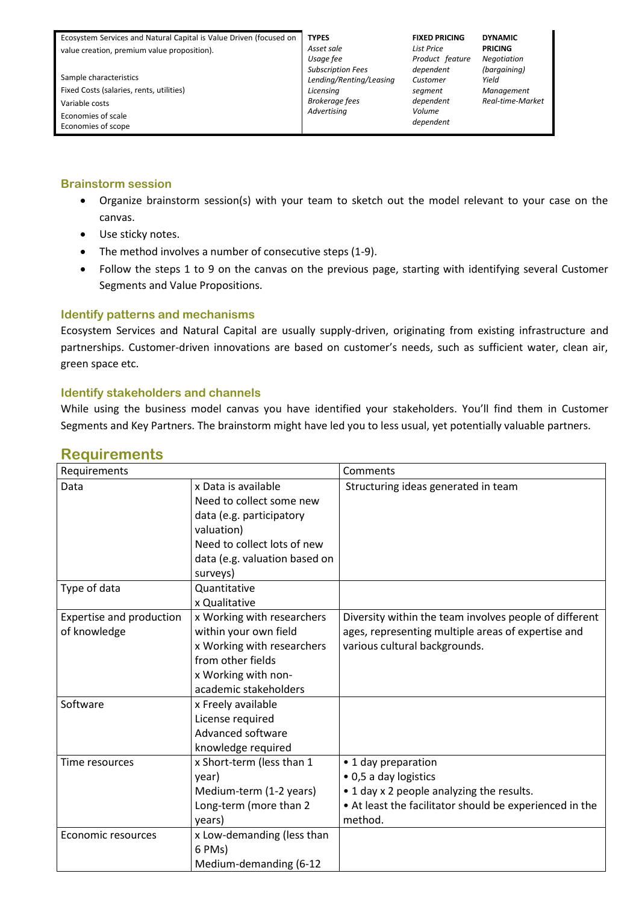| | | | |
|---|---|---|---|
| Ecosystem Services and Natural Capital is Value Driven (focused on value creation, premium value proposition).<br><br>Sample characteristics<br>Fixed Costs (salaries, rents, utilities)<br>Variable costs<br>Economies of scale<br>Economies of scope | **TYPES**<br>*Asset sale*<br>*Usage fee*<br>*Subscription Fees*<br>*Lending/Renting/Leasing*<br>*Licensing*<br>*Brokerage fees*<br>*Advertising* | **FIXED PRICING**<br>*List Price*<br>*Product feature dependent*<br>*Customer segment dependent*<br>*Volume dependent* | **DYNAMIC PRICING**<br>*Negotiation (bargaining)*<br>*Yield Management*<br>*Real-time-Market* |

### Brainstorm session

- Organize brainstorm session(s) with your team to sketch out the model relevant to your case on the canvas.
- Use sticky notes.
- The method involves a number of consecutive steps (1-9).
- Follow the steps 1 to 9 on the canvas on the previous page, starting with identifying several Customer Segments and Value Propositions.

### Identify patterns and mechanisms

Ecosystem Services and Natural Capital are usually supply-driven, originating from existing infrastructure and partnerships. Customer-driven innovations are based on customer's needs, such as sufficient water, clean air, green space etc.

### Identify stakeholders and channels

While using the business model canvas you have identified your stakeholders. You'll find them in Customer Segments and Key Partners. The brainstorm might have led you to less usual, yet potentially valuable partners.

## Requirements

| Requirements | | Comments |
|---|---|---|
| Data | x Data is available<br>Need to collect some new data (e.g. participatory valuation)<br>Need to collect lots of new data (e.g. valuation based on surveys) | Structuring ideas generated in team |
| Type of data | Quantitative<br>x Qualitative | |
| Expertise and production of knowledge | x Working with researchers within your own field<br>x Working with researchers from other fields<br>x Working with non-academic stakeholders | Diversity within the team involves people of different ages, representing multiple areas of expertise and various cultural backgrounds. |
| Software | x Freely available<br>License required<br>Advanced software knowledge required | |
| Time resources | x Short-term (less than 1 year)<br>Medium-term (1-2 years)<br>Long-term (more than 2 years) | • 1 day preparation<br>• 0,5 a day logistics<br>• 1 day x 2 people analyzing the results.<br>• At least the facilitator should be experienced in the method. |
| Economic resources | x Low-demanding (less than 6 PMs)<br>Medium-demanding (6-12 | |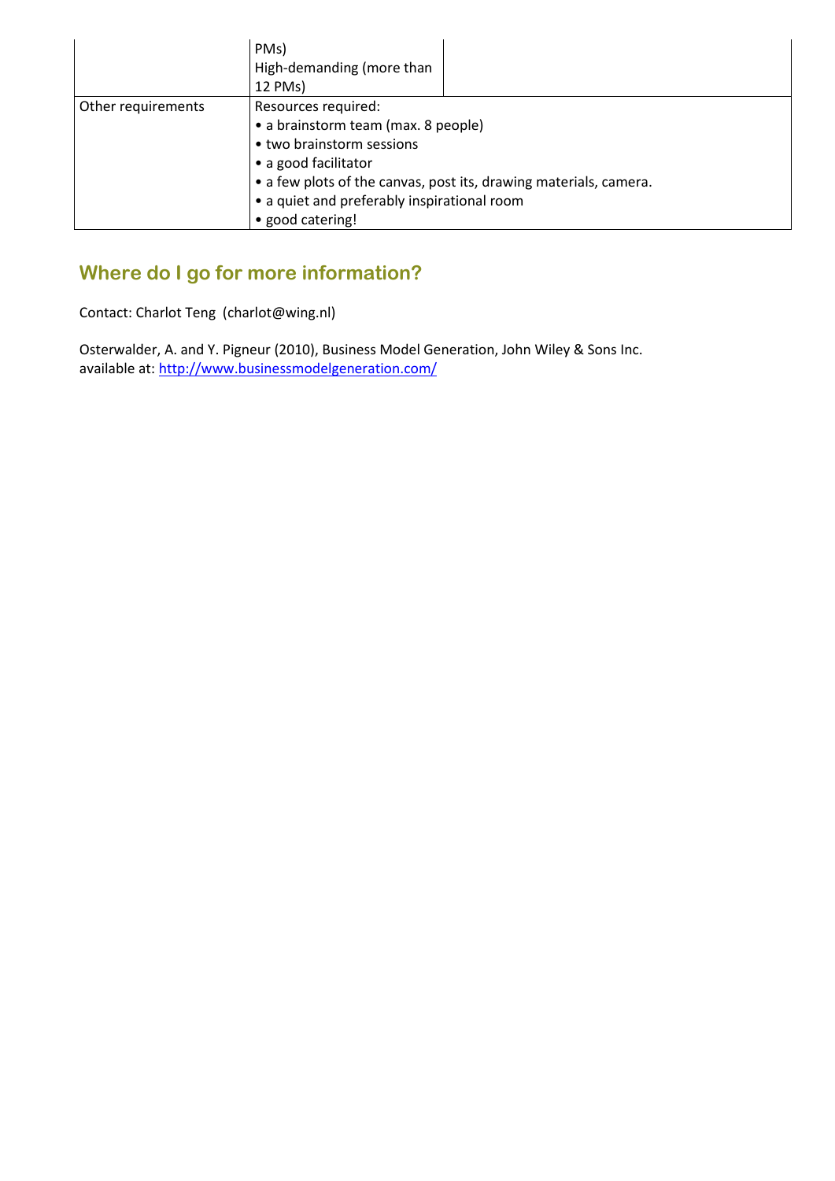| | | |
|---|---|---|
| | PMs)<br>High-demanding (more than 12 PMs) | |
| Other requirements | Resources required:<br>• a brainstorm team (max. 8 people)<br>• two brainstorm sessions<br>• a good facilitator<br>• a few plots of the canvas, post its, drawing materials, camera.<br>• a quiet and preferably inspirational room<br>• good catering! | |

## Where do I go for more information?

Contact: Charlot Teng (charlot@wing.nl)

Osterwalder, A. and Y. Pigneur (2010), Business Model Generation, John Wiley & Sons Inc.
available at: http://www.businessmodelgeneration.com/